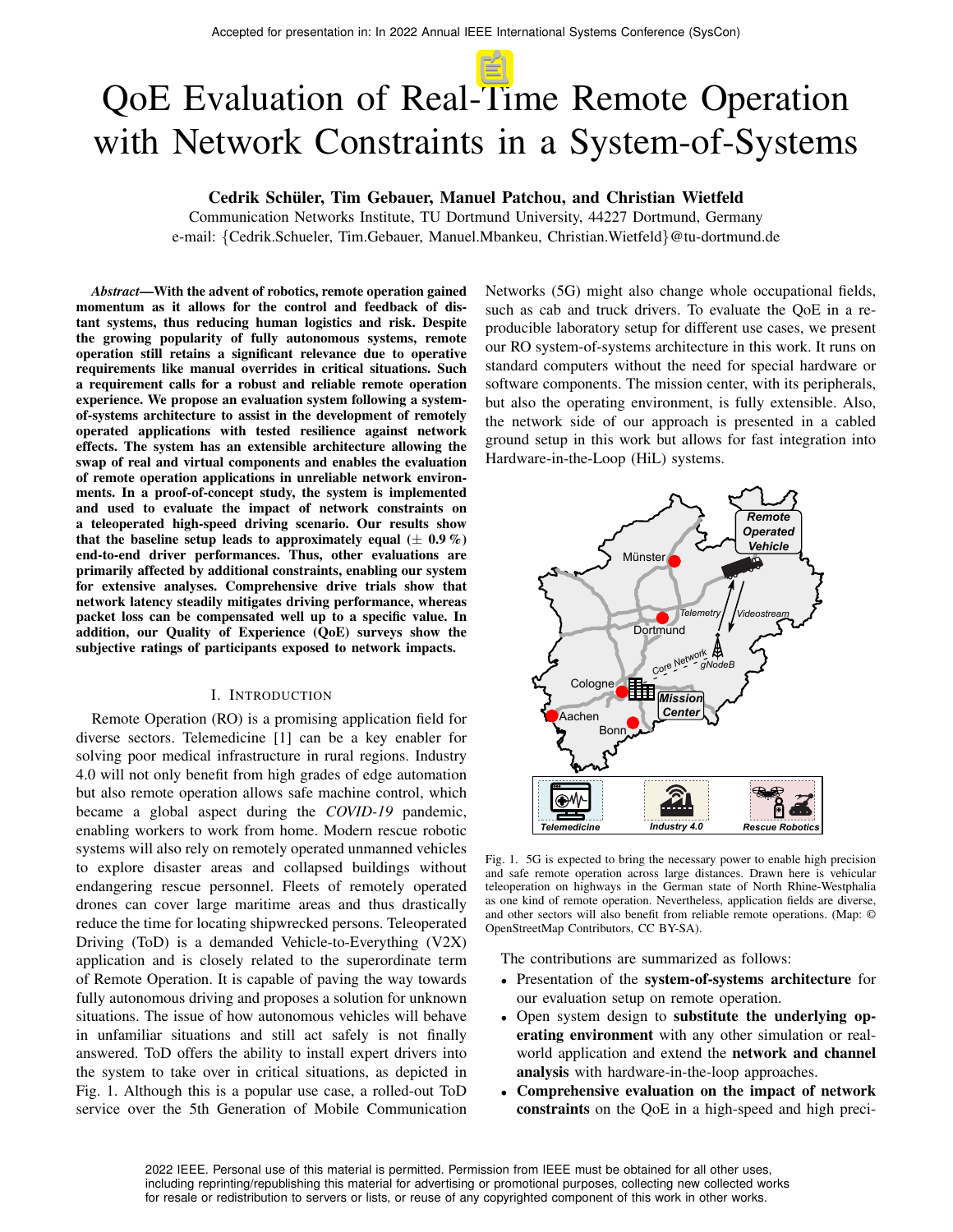Accepted for presentation in: In 2022 Annual IEEE International Systems Conference (SysCon)

# QoE Evaluation of Real-Time Remote Operation with Network Constraints in a System-of-Systems

**Cedrik Schüler, Tim Gebauer, Manuel Patchou, and Christian Wietfeld**

Communication Networks Institute, TU Dortmund University, 44227 Dortmund, Germany

e-mail: {Cedrik.Schueler, Tim.Gebauer, Manuel.Mbankeu, Christian.Wietfeld}@tu-dortmund.de

***Abstract*—With the advent of robotics, remote operation gained momentum as it allows for the control and feedback of distant systems, thus reducing human logistics and risk. Despite the growing popularity of fully autonomous systems, remote operation still retains a significant relevance due to operative requirements like manual overrides in critical situations. Such a requirement calls for a robust and reliable remote operation experience. We propose an evaluation system following a system-of-systems architecture to assist in the development of remotely operated applications with tested resilience against network effects. The system has an extensible architecture allowing the swap of real and virtual components and enables the evaluation of remote operation applications in unreliable network environments. In a proof-of-concept study, the system is implemented and used to evaluate the impact of network constraints on a teleoperated high-speed driving scenario. Our results show that the baseline setup leads to approximately equal (± 0.9 %) end-to-end driver performances. Thus, other evaluations are primarily affected by additional constraints, enabling our system for extensive analyses. Comprehensive drive trials show that network latency steadily mitigates driving performance, whereas packet loss can be compensated well up to a specific value. In addition, our Quality of Experience (QoE) surveys show the subjective ratings of participants exposed to network impacts.**

## I. Introduction

Remote Operation (RO) is a promising application field for diverse sectors. Telemedicine [1] can be a key enabler for solving poor medical infrastructure in rural regions. Industry 4.0 will not only benefit from high grades of edge automation but also remote operation allows safe machine control, which became a global aspect during the *COVID-19* pandemic, enabling workers to work from home. Modern rescue robotic systems will also rely on remotely operated unmanned vehicles to explore disaster areas and collapsed buildings without endangering rescue personnel. Fleets of remotely operated drones can cover large maritime areas and thus drastically reduce the time for locating shipwrecked persons. Teleoperated Driving (ToD) is a demanded Vehicle-to-Everything (V2X) application and is closely related to the superordinate term of Remote Operation. It is capable of paving the way towards fully autonomous driving and proposes a solution for unknown situations. The issue of how autonomous vehicles will behave in unfamiliar situations and still act safely is not finally answered. ToD offers the ability to install expert drivers into the system to take over in critical situations, as depicted in Fig. 1. Although this is a popular use case, a rolled-out ToD service over the 5th Generation of Mobile Communication Networks (5G) might also change whole occupational fields, such as cab and truck drivers. To evaluate the QoE in a reproducible laboratory setup for different use cases, we present our RO system-of-systems architecture in this work. It runs on standard computers without the need for special hardware or software components. The mission center, with its peripherals, but also the operating environment, is fully extensible. Also, the network side of our approach is presented in a cabled ground setup in this work but allows for fast integration into Hardware-in-the-Loop (HiL) systems.

Fig. 1. 5G is expected to bring the necessary power to enable high precision and safe remote operation across large distances. Drawn here is vehicular teleoperation on highways in the German state of North Rhine-Westphalia as one kind of remote operation. Nevertheless, application fields are diverse, and other sectors will also benefit from reliable remote operations. (Map: © OpenStreetMap Contributors, CC BY-SA).

The contributions are summarized as follows:

- Presentation of the **system-of-systems architecture** for our evaluation setup on remote operation.
- Open system design to **substitute the underlying operating environment** with any other simulation or real-world application and extend the **network and channel analysis** with hardware-in-the-loop approaches.
- **Comprehensive evaluation on the impact of network constraints** on the QoE in a high-speed and high preci-

2022 IEEE. Personal use of this material is permitted. Permission from IEEE must be obtained for all other uses, including reprinting/republishing this material for advertising or promotional purposes, collecting new collected works for resale or redistribution to servers or lists, or reuse of any copyrighted component of this work in other works.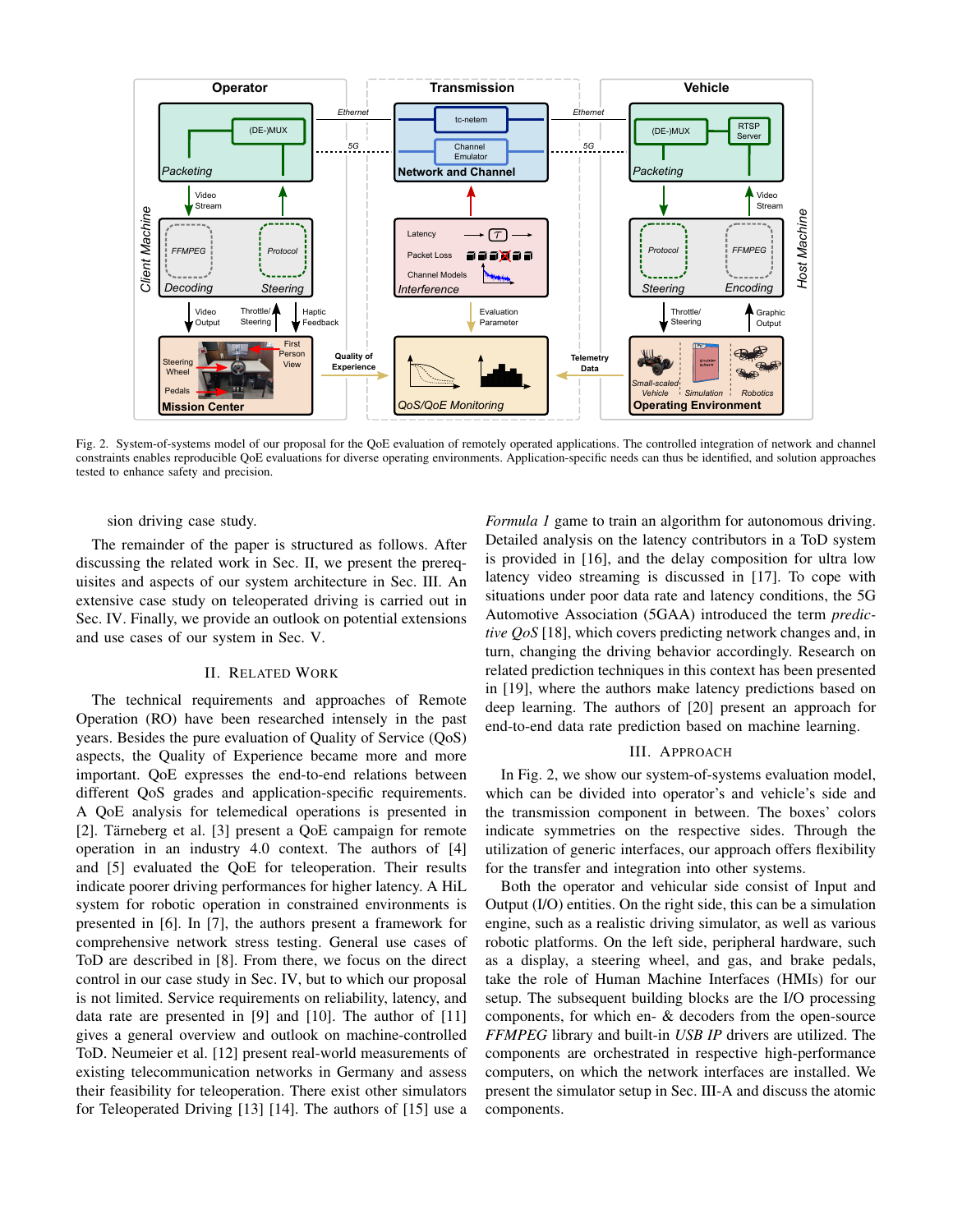Fig. 2. System-of-systems model of our proposal for the QoE evaluation of remotely operated applications. The controlled integration of network and channel constraints enables reproducible QoE evaluations for diverse operating environments. Application-specific needs can thus be identified, and solution approaches tested to enhance safety and precision.

sion driving case study.

The remainder of the paper is structured as follows. After discussing the related work in Sec. II, we present the prerequisites and aspects of our system architecture in Sec. III. An extensive case study on teleoperated driving is carried out in Sec. IV. Finally, we provide an outlook on potential extensions and use cases of our system in Sec. V.

## II. Related Work

The technical requirements and approaches of Remote Operation (RO) have been researched intensely in the past years. Besides the pure evaluation of Quality of Service (QoS) aspects, the Quality of Experience became more and more important. QoE expresses the end-to-end relations between different QoS grades and application-specific requirements. A QoE analysis for telemedical operations is presented in [2]. Tärneberg et al. [3] present a QoE campaign for remote operation in an industry 4.0 context. The authors of [4] and [5] evaluated the QoE for teleoperation. Their results indicate poorer driving performances for higher latency. A HiL system for robotic operation in constrained environments is presented in [6]. In [7], the authors present a framework for comprehensive network stress testing. General use cases of ToD are described in [8]. From there, we focus on the direct control in our case study in Sec. IV, but to which our proposal is not limited. Service requirements on reliability, latency, and data rate are presented in [9] and [10]. The author of [11] gives a general overview and outlook on machine-controlled ToD. Neumeier et al. [12] present real-world measurements of existing telecommunication networks in Germany and assess their feasibility for teleoperation. There exist other simulators for Teleoperated Driving [13] [14]. The authors of [15] use a *Formula 1* game to train an algorithm for autonomous driving. Detailed analysis on the latency contributors in a ToD system is provided in [16], and the delay composition for ultra low latency video streaming is discussed in [17]. To cope with situations under poor data rate and latency conditions, the 5G Automotive Association (5GAA) introduced the term *predictive QoS* [18], which covers predicting network changes and, in turn, changing the driving behavior accordingly. Research on related prediction techniques in this context has been presented in [19], where the authors make latency predictions based on deep learning. The authors of [20] present an approach for end-to-end data rate prediction based on machine learning.

## III. Approach

In Fig. 2, we show our system-of-systems evaluation model, which can be divided into operator's and vehicle's side and the transmission component in between. The boxes' colors indicate symmetries on the respective sides. Through the utilization of generic interfaces, our approach offers flexibility for the transfer and integration into other systems.

Both the operator and vehicular side consist of Input and Output (I/O) entities. On the right side, this can be a simulation engine, such as a realistic driving simulator, as well as various robotic platforms. On the left side, peripheral hardware, such as a display, a steering wheel, and gas, and brake pedals, take the role of Human Machine Interfaces (HMIs) for our setup. The subsequent building blocks are the I/O processing components, for which en- & decoders from the open-source *FFMPEG* library and built-in *USB IP* drivers are utilized. The components are orchestrated in respective high-performance computers, on which the network interfaces are installed. We present the simulator setup in Sec. III-A and discuss the atomic components.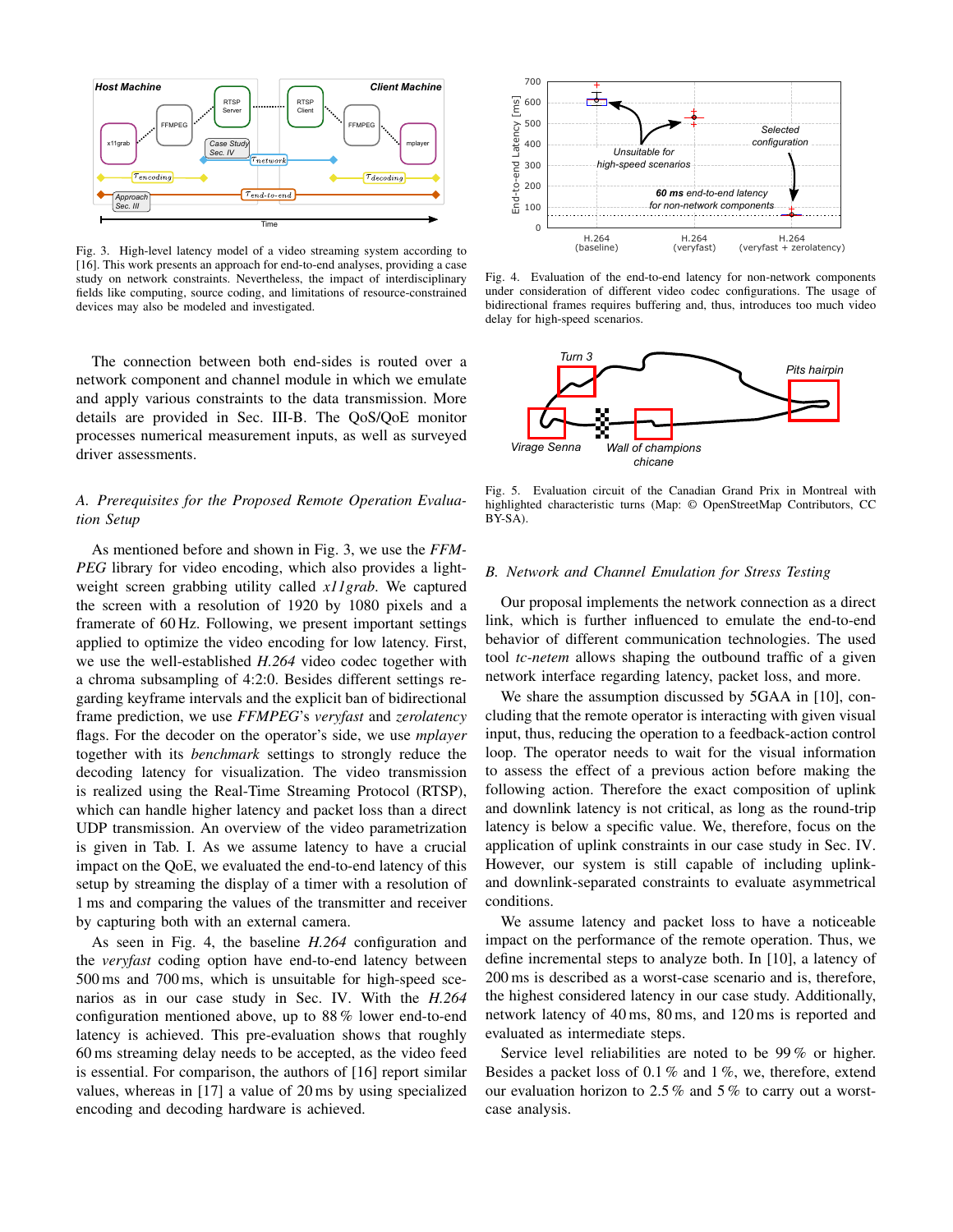Fig. 3. High-level latency model of a video streaming system according to [16]. This work presents an approach for end-to-end analyses, providing a case study on network constraints. Nevertheless, the impact of interdisciplinary fields like computing, source coding, and limitations of resource-constrained devices may also be modeled and investigated.

The connection between both end-sides is routed over a network component and channel module in which we emulate and apply various constraints to the data transmission. More details are provided in Sec. III-B. The QoS/QoE monitor processes numerical measurement inputs, as well as surveyed driver assessments.

### A. Prerequisites for the Proposed Remote Operation Evaluation Setup

As mentioned before and shown in Fig. 3, we use the *FFMPEG* library for video encoding, which also provides a lightweight screen grabbing utility called *x11grab*. We captured the screen with a resolution of 1920 by 1080 pixels and a framerate of 60 Hz. Following, we present important settings applied to optimize the video encoding for low latency. First, we use the well-established *H.264* video codec together with a chroma subsampling of 4:2:0. Besides different settings regarding keyframe intervals and the explicit ban of bidirectional frame prediction, we use *FFMPEG*'s *veryfast* and *zerolatency* flags. For the decoder on the operator's side, we use *mplayer* together with its *benchmark* settings to strongly reduce the decoding latency for visualization. The video transmission is realized using the Real-Time Streaming Protocol (RTSP), which can handle higher latency and packet loss than a direct UDP transmission. An overview of the video parametrization is given in Tab. I. As we assume latency to have a crucial impact on the QoE, we evaluated the end-to-end latency of this setup by streaming the display of a timer with a resolution of 1 ms and comparing the values of the transmitter and receiver by capturing both with an external camera.

As seen in Fig. 4, the baseline *H.264* configuration and the *veryfast* coding option have end-to-end latency between 500 ms and 700 ms, which is unsuitable for high-speed scenarios as in our case study in Sec. IV. With the *H.264* configuration mentioned above, up to 88 % lower end-to-end latency is achieved. This pre-evaluation shows that roughly 60 ms streaming delay needs to be accepted, as the video feed is essential. For comparison, the authors of [16] report similar values, whereas in [17] a value of 20 ms by using specialized encoding and decoding hardware is achieved.

Fig. 4. Evaluation of the end-to-end latency for non-network components under consideration of different video codec configurations. The usage of bidirectional frames requires buffering and, thus, introduces too much video delay for high-speed scenarios.

Fig. 5. Evaluation circuit of the Canadian Grand Prix in Montreal with highlighted characteristic turns (Map: © OpenStreetMap Contributors, CC BY-SA).

### B. Network and Channel Emulation for Stress Testing

Our proposal implements the network connection as a direct link, which is further influenced to emulate the end-to-end behavior of different communication technologies. The used tool *tc-netem* allows shaping the outbound traffic of a given network interface regarding latency, packet loss, and more.

We share the assumption discussed by 5GAA in [10], concluding that the remote operator is interacting with given visual input, thus, reducing the operation to a feedback-action control loop. The operator needs to wait for the visual information to assess the effect of a previous action before making the following action. Therefore the exact composition of uplink and downlink latency is not critical, as long as the round-trip latency is below a specific value. We, therefore, focus on the application of uplink constraints in our case study in Sec. IV. However, our system is still capable of including uplink- and downlink-separated constraints to evaluate asymmetrical conditions.

We assume latency and packet loss to have a noticeable impact on the performance of the remote operation. Thus, we define incremental steps to analyze both. In [10], a latency of 200 ms is described as a worst-case scenario and is, therefore, the highest considered latency in our case study. Additionally, network latency of 40 ms, 80 ms, and 120 ms is reported and evaluated as intermediate steps.

Service level reliabilities are noted to be 99 % or higher. Besides a packet loss of 0.1 % and 1 %, we, therefore, extend our evaluation horizon to 2.5 % and 5 % to carry out a worst-case analysis.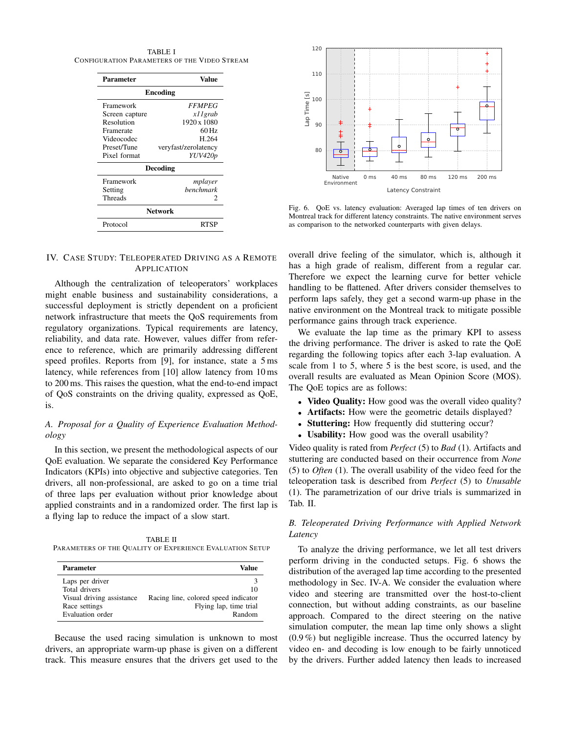TABLE I
CONFIGURATION PARAMETERS OF THE VIDEO STREAM

| Parameter | Value |
|---|---|
| **Encoding** | |
| Framework | *FFMPEG* |
| Screen capture | *x11grab* |
| Resolution | 1920 x 1080 |
| Framerate | 60 Hz |
| Videocodec | H.264 |
| Preset/Tune | veryfast/zerolatency |
| Pixel format | *YUV420p* |
| **Decoding** | |
| Framework | *mplayer* |
| Setting | *benchmark* |
| Threads | 2 |
| **Network** | |
| Protocol | RTSP |

Fig. 6. QoE vs. latency evaluation: Averaged lap times of ten drivers on Montreal track for different latency constraints. The native environment serves as comparison to the networked counterparts with given delays.

## IV. Case Study: Teleoperated Driving as a Remote Application

Although the centralization of teleoperators' workplaces might enable business and sustainability considerations, a successful deployment is strictly dependent on a proficient network infrastructure that meets the QoS requirements from regulatory organizations. Typical requirements are latency, reliability, and data rate. However, values differ from reference to reference, which are primarily addressing different speed profiles. Reports from [9], for instance, state a 5 ms latency, while references from [10] allow latency from 10 ms to 200 ms. This raises the question, what the end-to-end impact of QoS constraints on the driving quality, expressed as QoE, is.

### *A. Proposal for a Quality of Experience Evaluation Methodology*

In this section, we present the methodological aspects of our QoE evaluation. We separate the considered Key Performance Indicators (KPIs) into objective and subjective categories. Ten drivers, all non-professional, are asked to go on a time trial of three laps per evaluation without prior knowledge about applied constraints and in a randomized order. The first lap is a flying lap to reduce the impact of a slow start.

TABLE II
PARAMETERS OF THE QUALITY OF EXPERIENCE EVALUATION SETUP

| Parameter | Value |
|---|---|
| Laps per driver | 3 |
| Total drivers | 10 |
| Visual driving assistance | Racing line, colored speed indicator |
| Race settings | Flying lap, time trial |
| Evaluation order | Random |

Because the used racing simulation is unknown to most drivers, an appropriate warm-up phase is given on a different track. This measure ensures that the drivers get used to the overall drive feeling of the simulator, which is, although it has a high grade of realism, different from a regular car. Therefore we expect the learning curve for better vehicle handling to be flattened. After drivers consider themselves to perform laps safely, they get a second warm-up phase in the native environment on the Montreal track to mitigate possible performance gains through track experience.

We evaluate the lap time as the primary KPI to assess the driving performance. The driver is asked to rate the QoE regarding the following topics after each 3-lap evaluation. A scale from 1 to 5, where 5 is the best score, is used, and the overall results are evaluated as Mean Opinion Score (MOS). The QoE topics are as follows:

- **Video Quality:** How good was the overall video quality?
- **Artifacts:** How were the geometric details displayed?
- **Stuttering:** How frequently did stuttering occur?
- **Usability:** How good was the overall usability?

Video quality is rated from *Perfect* (5) to *Bad* (1). Artifacts and stuttering are conducted based on their occurrence from *None* (5) to *Often* (1). The overall usability of the video feed for the teleoperation task is described from *Perfect* (5) to *Unusable* (1). The parametrization of our drive trials is summarized in Tab. II.

### *B. Teleoperated Driving Performance with Applied Network Latency*

To analyze the driving performance, we let all test drivers perform driving in the conducted setups. Fig. 6 shows the distribution of the averaged lap time according to the presented methodology in Sec. IV-A. We consider the evaluation where video and steering are transmitted over the host-to-client connection, but without adding constraints, as our baseline approach. Compared to the direct steering on the native simulation computer, the mean lap time only shows a slight (0.9 %) but negligible increase. Thus the occurred latency by video en- and decoding is low enough to be fairly unnoticed by the drivers. Further added latency then leads to increased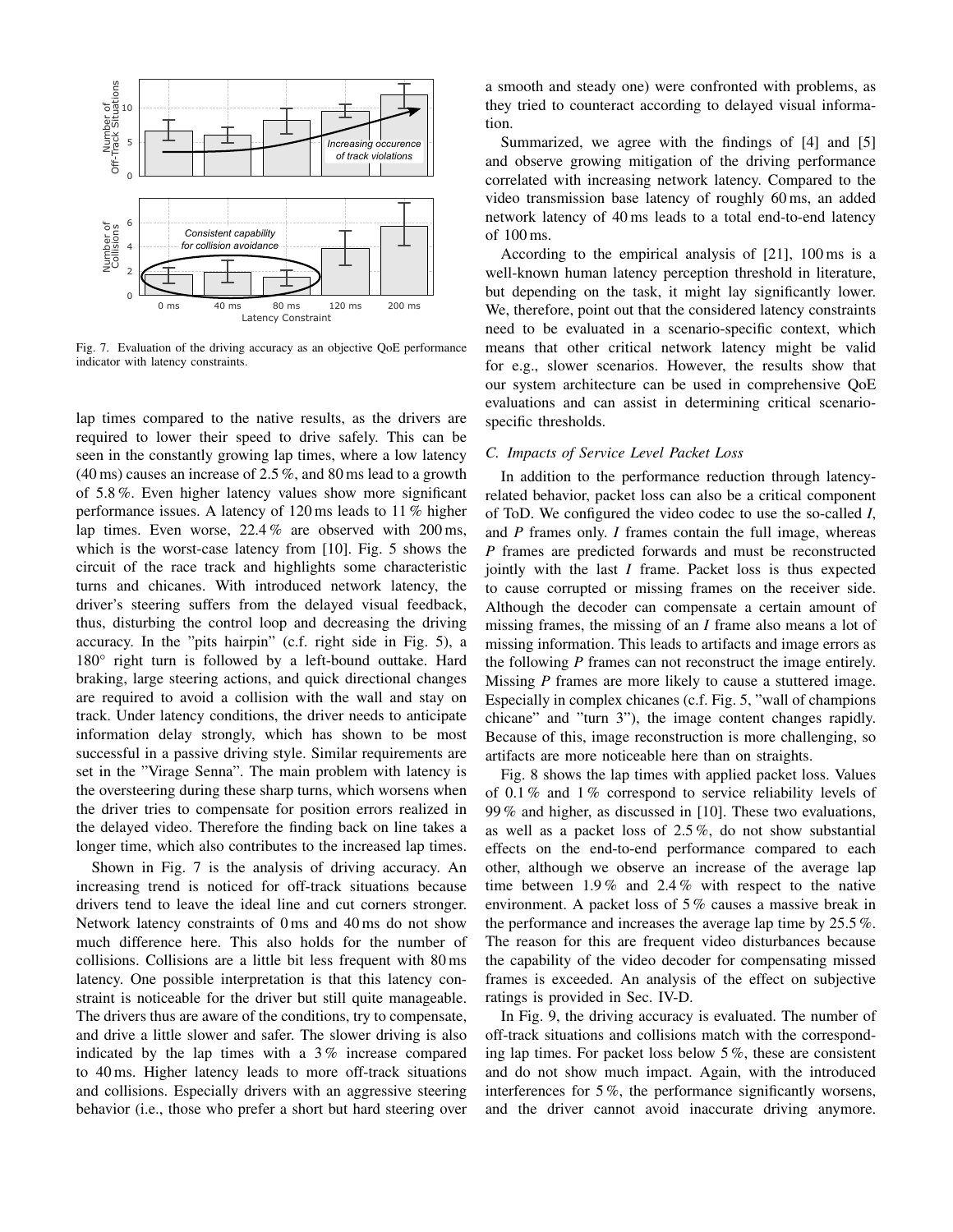Fig. 7. Evaluation of the driving accuracy as an objective QoE performance indicator with latency constraints.

lap times compared to the native results, as the drivers are required to lower their speed to drive safely. This can be seen in the constantly growing lap times, where a low latency (40 ms) causes an increase of 2.5 %, and 80 ms lead to a growth of 5.8 %. Even higher latency values show more significant performance issues. A latency of 120 ms leads to 11 % higher lap times. Even worse, 22.4 % are observed with 200 ms, which is the worst-case latency from [10]. Fig. 5 shows the circuit of the race track and highlights some characteristic turns and chicanes. With introduced network latency, the driver's steering suffers from the delayed visual feedback, thus, disturbing the control loop and decreasing the driving accuracy. In the "pits hairpin" (c.f. right side in Fig. 5), a 180° right turn is followed by a left-bound outtake. Hard braking, large steering actions, and quick directional changes are required to avoid a collision with the wall and stay on track. Under latency conditions, the driver needs to anticipate information delay strongly, which has shown to be most successful in a passive driving style. Similar requirements are set in the "Virage Senna". The main problem with latency is the oversteering during these sharp turns, which worsens when the driver tries to compensate for position errors realized in the delayed video. Therefore the finding back on line takes a longer time, which also contributes to the increased lap times.

Shown in Fig. 7 is the analysis of driving accuracy. An increasing trend is noticed for off-track situations because drivers tend to leave the ideal line and cut corners stronger. Network latency constraints of 0 ms and 40 ms do not show much difference here. This also holds for the number of collisions. Collisions are a little bit less frequent with 80 ms latency. One possible interpretation is that this latency constraint is noticeable for the driver but still quite manageable. The drivers thus are aware of the conditions, try to compensate, and drive a little slower and safer. The slower driving is also indicated by the lap times with a 3 % increase compared to 40 ms. Higher latency leads to more off-track situations and collisions. Especially drivers with an aggressive steering behavior (i.e., those who prefer a short but hard steering over a smooth and steady one) were confronted with problems, as they tried to counteract according to delayed visual information.

Summarized, we agree with the findings of [4] and [5] and observe growing mitigation of the driving performance correlated with increasing network latency. Compared to the video transmission base latency of roughly 60 ms, an added network latency of 40 ms leads to a total end-to-end latency of 100 ms.

According to the empirical analysis of [21], 100 ms is a well-known human latency perception threshold in literature, but depending on the task, it might lay significantly lower. We, therefore, point out that the considered latency constraints need to be evaluated in a scenario-specific context, which means that other critical network latency might be valid for e.g., slower scenarios. However, the results show that our system architecture can be used in comprehensive QoE evaluations and can assist in determining critical scenario-specific thresholds.

### C. Impacts of Service Level Packet Loss

In addition to the performance reduction through latency-related behavior, packet loss can also be a critical component of ToD. We configured the video codec to use the so-called *I*, and *P* frames only. *I* frames contain the full image, whereas *P* frames are predicted forwards and must be reconstructed jointly with the last *I* frame. Packet loss is thus expected to cause corrupted or missing frames on the receiver side. Although the decoder can compensate a certain amount of missing frames, the missing of an *I* frame also means a lot of missing information. This leads to artifacts and image errors as the following *P* frames can not reconstruct the image entirely. Missing *P* frames are more likely to cause a stuttered image. Especially in complex chicanes (c.f. Fig. 5, "wall of champions chicane" and "turn 3"), the image content changes rapidly. Because of this, image reconstruction is more challenging, so artifacts are more noticeable here than on straights.

Fig. 8 shows the lap times with applied packet loss. Values of 0.1 % and 1 % correspond to service reliability levels of 99 % and higher, as discussed in [10]. These two evaluations, as well as a packet loss of 2.5 %, do not show substantial effects on the end-to-end performance compared to each other, although we observe an increase of the average lap time between 1.9 % and 2.4 % with respect to the native environment. A packet loss of 5 % causes a massive break in the performance and increases the average lap time by 25.5 %. The reason for this are frequent video disturbances because the capability of the video decoder for compensating missed frames is exceeded. An analysis of the effect on subjective ratings is provided in Sec. IV-D.

In Fig. 9, the driving accuracy is evaluated. The number of off-track situations and collisions match with the corresponding lap times. For packet loss below 5 %, these are consistent and do not show much impact. Again, with the introduced interferences for 5 %, the performance significantly worsens, and the driver cannot avoid inaccurate driving anymore.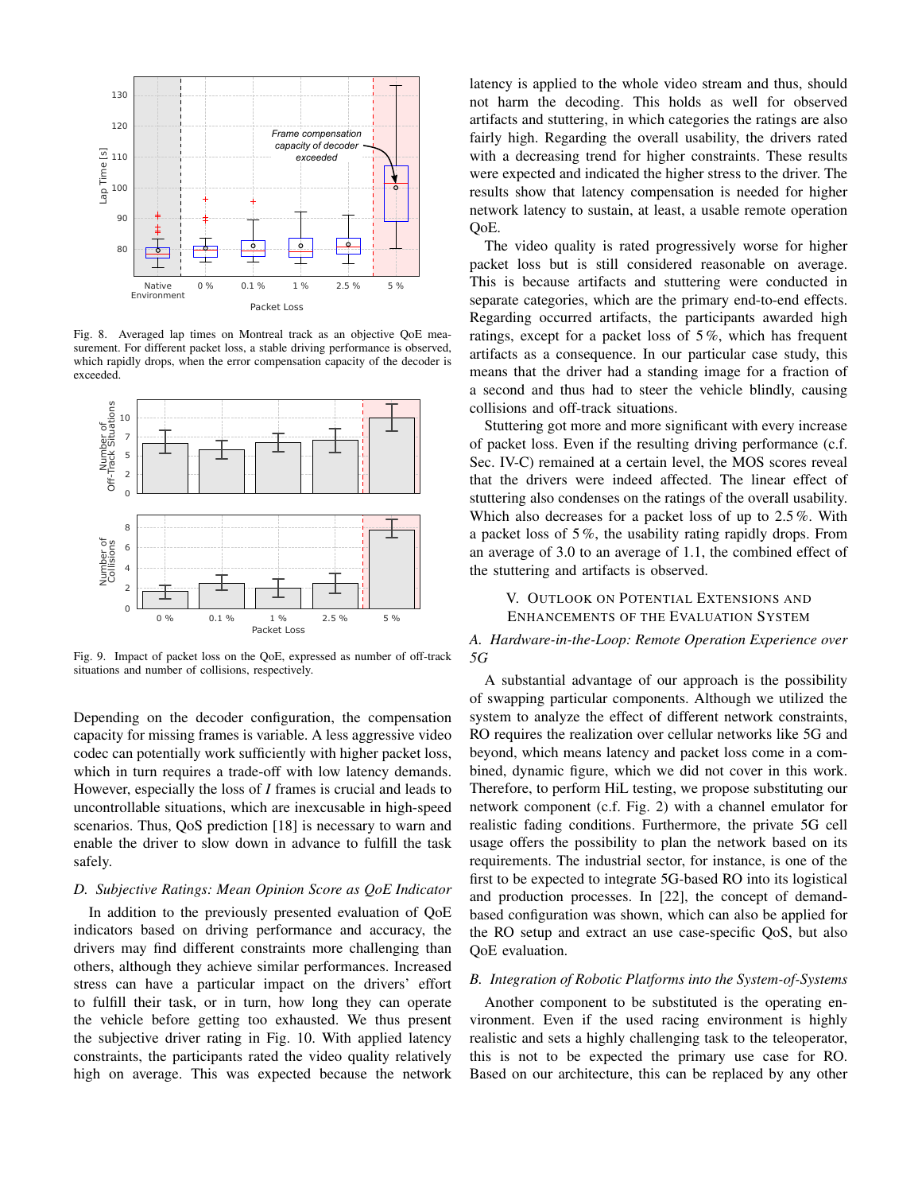Fig. 8. Averaged lap times on Montreal track as an objective QoE measurement. For different packet loss, a stable driving performance is observed, which rapidly drops, when the error compensation capacity of the decoder is exceeded.

Fig. 9. Impact of packet loss on the QoE, expressed as number of off-track situations and number of collisions, respectively.

Depending on the decoder configuration, the compensation capacity for missing frames is variable. A less aggressive video codec can potentially work sufficiently with higher packet loss, which in turn requires a trade-off with low latency demands. However, especially the loss of *I* frames is crucial and leads to uncontrollable situations, which are inexcusable in high-speed scenarios. Thus, QoS prediction [18] is necessary to warn and enable the driver to slow down in advance to fulfill the task safely.

### D. Subjective Ratings: Mean Opinion Score as QoE Indicator

In addition to the previously presented evaluation of QoE indicators based on driving performance and accuracy, the drivers may find different constraints more challenging than others, although they achieve similar performances. Increased stress can have a particular impact on the drivers' effort to fulfill their task, or in turn, how long they can operate the vehicle before getting too exhausted. We thus present the subjective driver rating in Fig. 10. With applied latency constraints, the participants rated the video quality relatively high on average. This was expected because the network latency is applied to the whole video stream and thus, should not harm the decoding. This holds as well for observed artifacts and stuttering, in which categories the ratings are also fairly high. Regarding the overall usability, the drivers rated with a decreasing trend for higher constraints. These results were expected and indicated the higher stress to the driver. The results show that latency compensation is needed for higher network latency to sustain, at least, a usable remote operation QoE.

The video quality is rated progressively worse for higher packet loss but is still considered reasonable on average. This is because artifacts and stuttering were conducted in separate categories, which are the primary end-to-end effects. Regarding occurred artifacts, the participants awarded high ratings, except for a packet loss of 5 %, which has frequent artifacts as a consequence. In our particular case study, this means that the driver had a standing image for a fraction of a second and thus had to steer the vehicle blindly, causing collisions and off-track situations.

Stuttering got more and more significant with every increase of packet loss. Even if the resulting driving performance (c.f. Sec. IV-C) remained at a certain level, the MOS scores reveal that the drivers were indeed affected. The linear effect of stuttering also condenses on the ratings of the overall usability. Which also decreases for a packet loss of up to 2.5 %. With a packet loss of 5 %, the usability rating rapidly drops. From an average of 3.0 to an average of 1.1, the combined effect of the stuttering and artifacts is observed.

## V. Outlook on Potential Extensions and Enhancements of the Evaluation System

### A. Hardware-in-the-Loop: Remote Operation Experience over 5G

A substantial advantage of our approach is the possibility of swapping particular components. Although we utilized the system to analyze the effect of different network constraints, RO requires the realization over cellular networks like 5G and beyond, which means latency and packet loss come in a combined, dynamic figure, which we did not cover in this work. Therefore, to perform HiL testing, we propose substituting our network component (c.f. Fig. 2) with a channel emulator for realistic fading conditions. Furthermore, the private 5G cell usage offers the possibility to plan the network based on its requirements. The industrial sector, for instance, is one of the first to be expected to integrate 5G-based RO into its logistical and production processes. In [22], the concept of demand-based configuration was shown, which can also be applied for the RO setup and extract an use case-specific QoS, but also QoE evaluation.

### B. Integration of Robotic Platforms into the System-of-Systems

Another component to be substituted is the operating environment. Even if the used racing environment is highly realistic and sets a highly challenging task to the teleoperator, this is not to be expected the primary use case for RO. Based on our architecture, this can be replaced by any other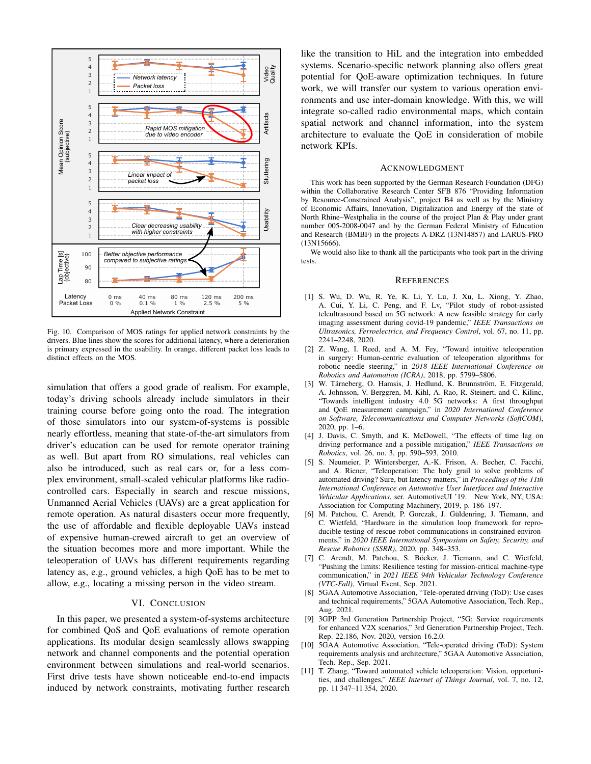Fig. 10. Comparison of MOS ratings for applied network constraints by the drivers. Blue lines show the scores for additional latency, where a deterioration is primary expressed in the usability. In orange, different packet loss leads to distinct effects on the MOS.

simulation that offers a good grade of realism. For example, today's driving schools already include simulators in their training course before going onto the road. The integration of those simulators into our system-of-systems is possible nearly effortless, meaning that state-of-the-art simulators from driver's education can be used for remote operator training as well. But apart from RO simulations, real vehicles can also be introduced, such as real cars or, for a less complex environment, small-scaled vehicular platforms like radio-controlled cars. Especially in search and rescue missions, Unmanned Aerial Vehicles (UAVs) are a great application for remote operation. As natural disasters occur more frequently, the use of affordable and flexible deployable UAVs instead of expensive human-crewed aircraft to get an overview of the situation becomes more and more important. While the teleoperation of UAVs has different requirements regarding latency as, e.g., ground vehicles, a high QoE has to be met to allow, e.g., locating a missing person in the video stream.

## VI. Conclusion

In this paper, we presented a system-of-systems architecture for combined QoS and QoE evaluations of remote operation applications. Its modular design seamlessly allows swapping network and channel components and the potential operation environment between simulations and real-world scenarios. First drive tests have shown noticeable end-to-end impacts induced by network constraints, motivating further research like the transition to HiL and the integration into embedded systems. Scenario-specific network planning also offers great potential for QoE-aware optimization techniques. In future work, we will transfer our system to various operation environments and use inter-domain knowledge. With this, we will integrate so-called radio environmental maps, which contain spatial network and channel information, into the system architecture to evaluate the QoE in consideration of mobile network KPIs.

## Acknowledgment

This work has been supported by the German Research Foundation (DFG) within the Collaborative Research Center SFB 876 "Providing Information by Resource-Constrained Analysis", project B4 as well as by the Ministry of Economic Affairs, Innovation, Digitalization and Energy of the state of North Rhine–Westphalia in the course of the project Plan & Play under grant number 005-2008-0047 and by the German Federal Ministry of Education and Research (BMBF) in the projects A-DRZ (13N14857) and LARUS-PRO (13N15666).

We would also like to thank all the participants who took part in the driving tests.

## References

[1] S. Wu, D. Wu, R. Ye, K. Li, Y. Lu, J. Xu, L. Xiong, Y. Zhao, A. Cui, Y. Li, C. Peng, and F. Lv, "Pilot study of robot-assisted teleultrasound based on 5G network: A new feasible strategy for early imaging assessment during covid-19 pandemic," *IEEE Transactions on Ultrasonics, Ferroelectrics, and Frequency Control*, vol. 67, no. 11, pp. 2241–2248, 2020.

[2] Z. Wang, I. Reed, and A. M. Fey, "Toward intuitive teleoperation in surgery: Human-centric evaluation of teleoperation algorithms for robotic needle steering," in *2018 IEEE International Conference on Robotics and Automation (ICRA)*, 2018, pp. 5799–5806.

[3] W. Tärneberg, O. Hamsis, J. Hedlund, K. Brunnström, E. Fitzgerald, A. Johnsson, V. Berggren, M. Kihl, A. Rao, R. Steinert, and C. Kilinc, "Towards intelligent industry 4.0 5G networks: A first throughput and QoE measurement campaign," in *2020 International Conference on Software, Telecommunications and Computer Networks (SoftCOM)*, 2020, pp. 1–6.

[4] J. Davis, C. Smyth, and K. McDowell, "The effects of time lag on driving performance and a possible mitigation," *IEEE Transactions on Robotics*, vol. 26, no. 3, pp. 590–593, 2010.

[5] S. Neumeier, P. Wintersberger, A.-K. Frison, A. Becher, C. Facchi, and A. Riener, "Teleoperation: The holy grail to solve problems of automated driving? Sure, but latency matters," in *Proceedings of the 11th International Conference on Automotive User Interfaces and Interactive Vehicular Applications*, ser. AutomotiveUI '19. New York, NY, USA: Association for Computing Machinery, 2019, p. 186–197.

[6] M. Patchou, C. Arendt, P. Gorczak, J. Güldenring, J. Tiemann, and C. Wietfeld, "Hardware in the simulation loop framework for reproducible testing of rescue robot communications in constrained environments," in *2020 IEEE International Symposium on Safety, Security, and Rescue Robotics (SSRR)*, 2020, pp. 348–353.

[7] C. Arendt, M. Patchou, S. Böcker, J. Tiemann, and C. Wietfeld, "Pushing the limits: Resilience testing for mission-critical machine-type communication," in *2021 IEEE 94th Vehicular Technology Conference (VTC-Fall)*, Virtual Event, Sep. 2021.

[8] 5GAA Automotive Association, "Tele-operated driving (ToD): Use cases and technical requirements," 5GAA Automotive Association, Tech. Rep., Aug. 2021.

[9] 3GPP 3rd Generation Partnership Project, "5G; Service requirements for enhanced V2X scenarios," 3rd Generation Partnership Project, Tech. Rep. 22.186, Nov. 2020, version 16.2.0.

[10] 5GAA Automotive Association, "Tele-operated driving (ToD): System requirements analysis and architecture," 5GAA Automotive Association, Tech. Rep., Sep. 2021.

[11] T. Zhang, "Toward automated vehicle teleoperation: Vision, opportunities, and challenges," *IEEE Internet of Things Journal*, vol. 7, no. 12, pp. 11 347–11 354, 2020.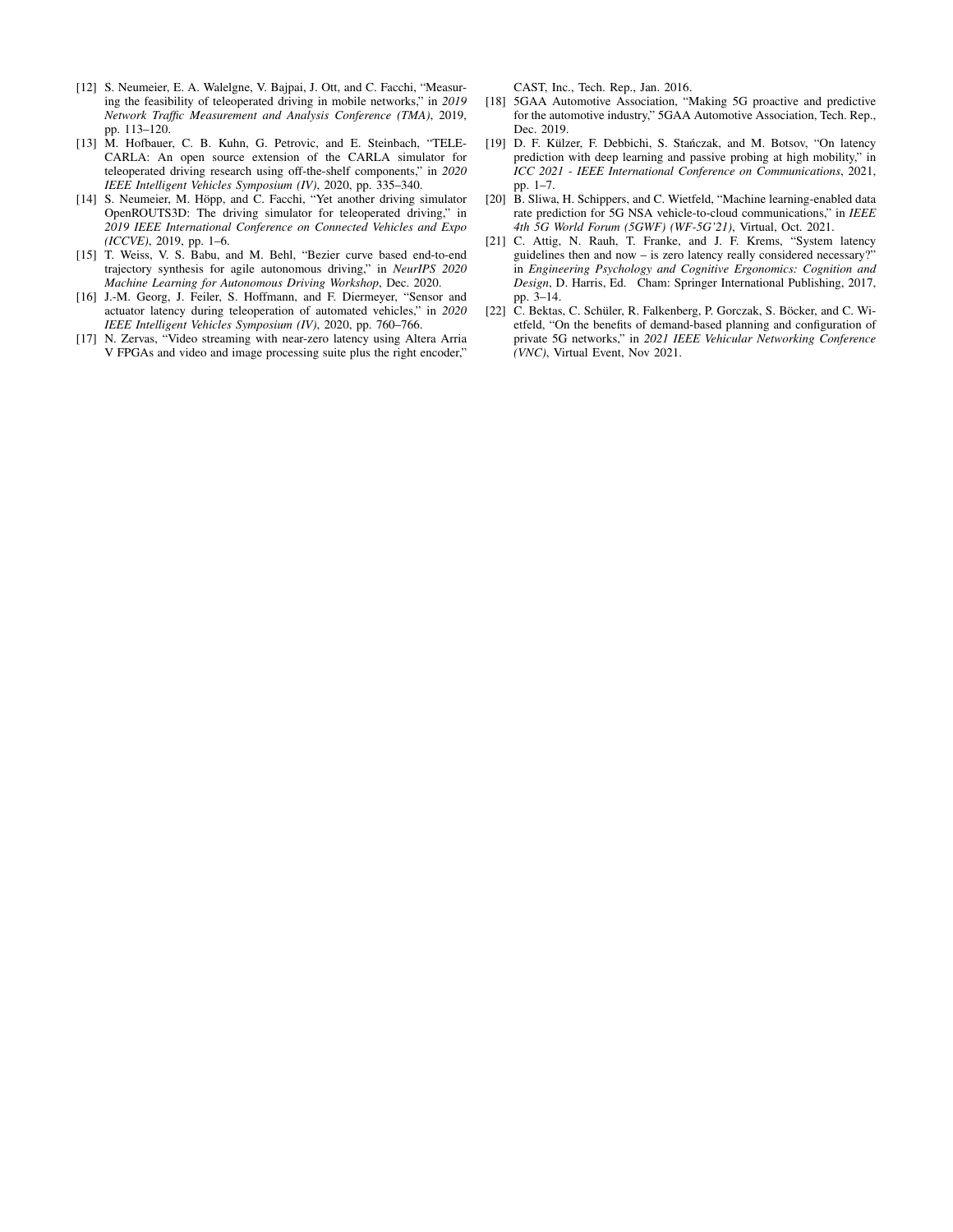[12] S. Neumeier, E. A. Walelgne, V. Bajpai, J. Ott, and C. Facchi, "Measuring the feasibility of teleoperated driving in mobile networks," in *2019 Network Traffic Measurement and Analysis Conference (TMA)*, 2019, pp. 113–120.

[13] M. Hofbauer, C. B. Kuhn, G. Petrovic, and E. Steinbach, "TELECARLA: An open source extension of the CARLA simulator for teleoperated driving research using off-the-shelf components," in *2020 IEEE Intelligent Vehicles Symposium (IV)*, 2020, pp. 335–340.

[14] S. Neumeier, M. Höpp, and C. Facchi, "Yet another driving simulator OpenROUTS3D: The driving simulator for teleoperated driving," in *2019 IEEE International Conference on Connected Vehicles and Expo (ICCVE)*, 2019, pp. 1–6.

[15] T. Weiss, V. S. Babu, and M. Behl, "Bezier curve based end-to-end trajectory synthesis for agile autonomous driving," in *NeurIPS 2020 Machine Learning for Autonomous Driving Workshop*, Dec. 2020.

[16] J.-M. Georg, J. Feiler, S. Hoffmann, and F. Diermeyer, "Sensor and actuator latency during teleoperation of automated vehicles," in *2020 IEEE Intelligent Vehicles Symposium (IV)*, 2020, pp. 760–766.

[17] N. Zervas, "Video streaming with near-zero latency using Altera Arria V FPGAs and video and image processing suite plus the right encoder," CAST, Inc., Tech. Rep., Jan. 2016.

[18] 5GAA Automotive Association, "Making 5G proactive and predictive for the automotive industry," 5GAA Automotive Association, Tech. Rep., Dec. 2019.

[19] D. F. Külzer, F. Debbichi, S. Stańczak, and M. Botsov, "On latency prediction with deep learning and passive probing at high mobility," in *ICC 2021 - IEEE International Conference on Communications*, 2021, pp. 1–7.

[20] B. Sliwa, H. Schippers, and C. Wietfeld, "Machine learning-enabled data rate prediction for 5G NSA vehicle-to-cloud communications," in *IEEE 4th 5G World Forum (5GWF) (WF-5G'21)*, Virtual, Oct. 2021.

[21] C. Attig, N. Rauh, T. Franke, and J. F. Krems, "System latency guidelines then and now – is zero latency really considered necessary?" in *Engineering Psychology and Cognitive Ergonomics: Cognition and Design*, D. Harris, Ed. Cham: Springer International Publishing, 2017, pp. 3–14.

[22] C. Bektas, C. Schüler, R. Falkenberg, P. Gorczak, S. Böcker, and C. Wietfeld, "On the benefits of demand-based planning and configuration of private 5G networks," in *2021 IEEE Vehicular Networking Conference (VNC)*, Virtual Event, Nov 2021.